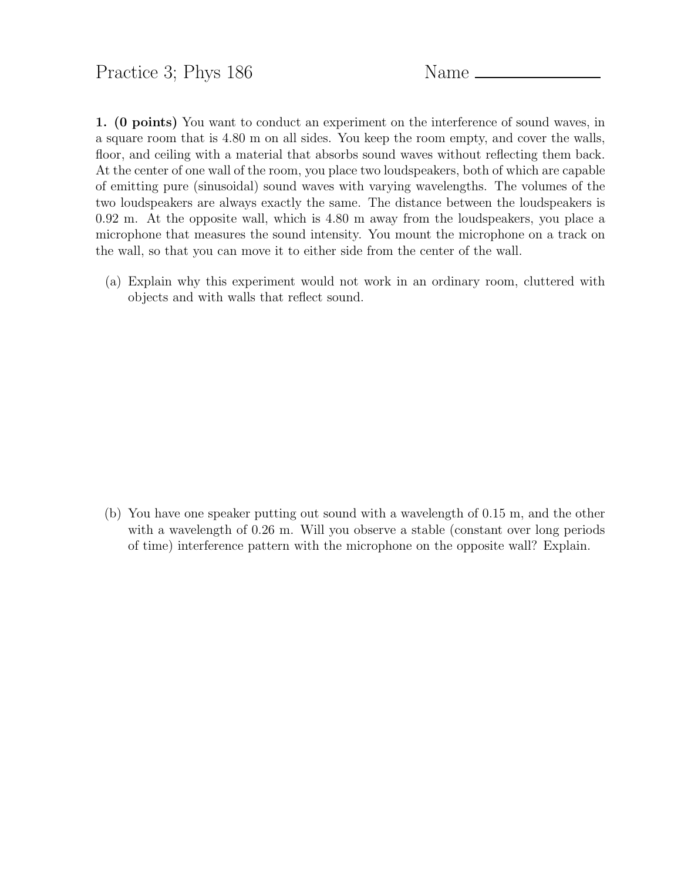Practice 3; Phys 186

Name ________________

**1. (0 points)** You want to conduct an experiment on the interference of sound waves, in a square room that is 4.80 m on all sides. You keep the room empty, and cover the walls, floor, and ceiling with a material that absorbs sound waves without reflecting them back. At the center of one wall of the room, you place two loudspeakers, both of which are capable of emitting pure (sinusoidal) sound waves with varying wavelengths. The volumes of the two loudspeakers are always exactly the same. The distance between the loudspeakers is 0.92 m. At the opposite wall, which is 4.80 m away from the loudspeakers, you place a microphone that measures the sound intensity. You mount the microphone on a track on the wall, so that you can move it to either side from the center of the wall.

(a) Explain why this experiment would not work in an ordinary room, cluttered with objects and with walls that reflect sound.

(b) You have one speaker putting out sound with a wavelength of 0.15 m, and the other with a wavelength of 0.26 m. Will you observe a stable (constant over long periods of time) interference pattern with the microphone on the opposite wall? Explain.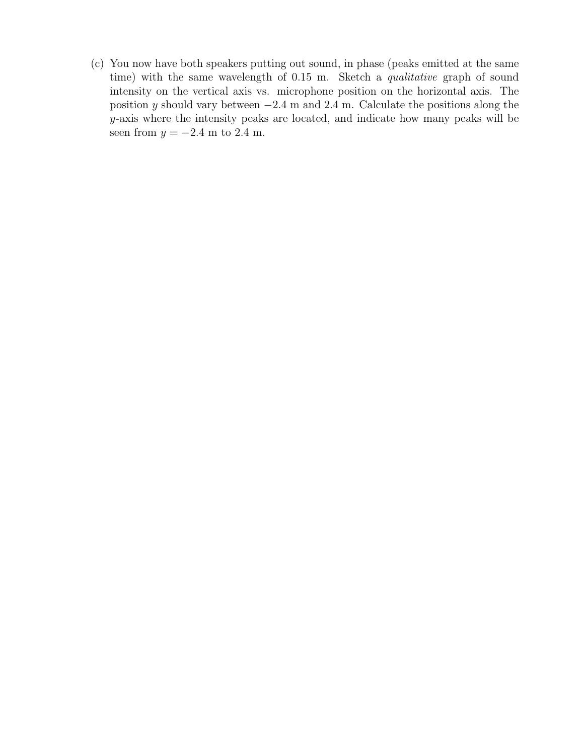(c) You now have both speakers putting out sound, in phase (peaks emitted at the same time) with the same wavelength of 0.15 m. Sketch a *qualitative* graph of sound intensity on the vertical axis vs. microphone position on the horizontal axis. The position $y$ should vary between $-2.4$ m and 2.4 m. Calculate the positions along the $y$-axis where the intensity peaks are located, and indicate how many peaks will be seen from $y = -2.4$ m to 2.4 m.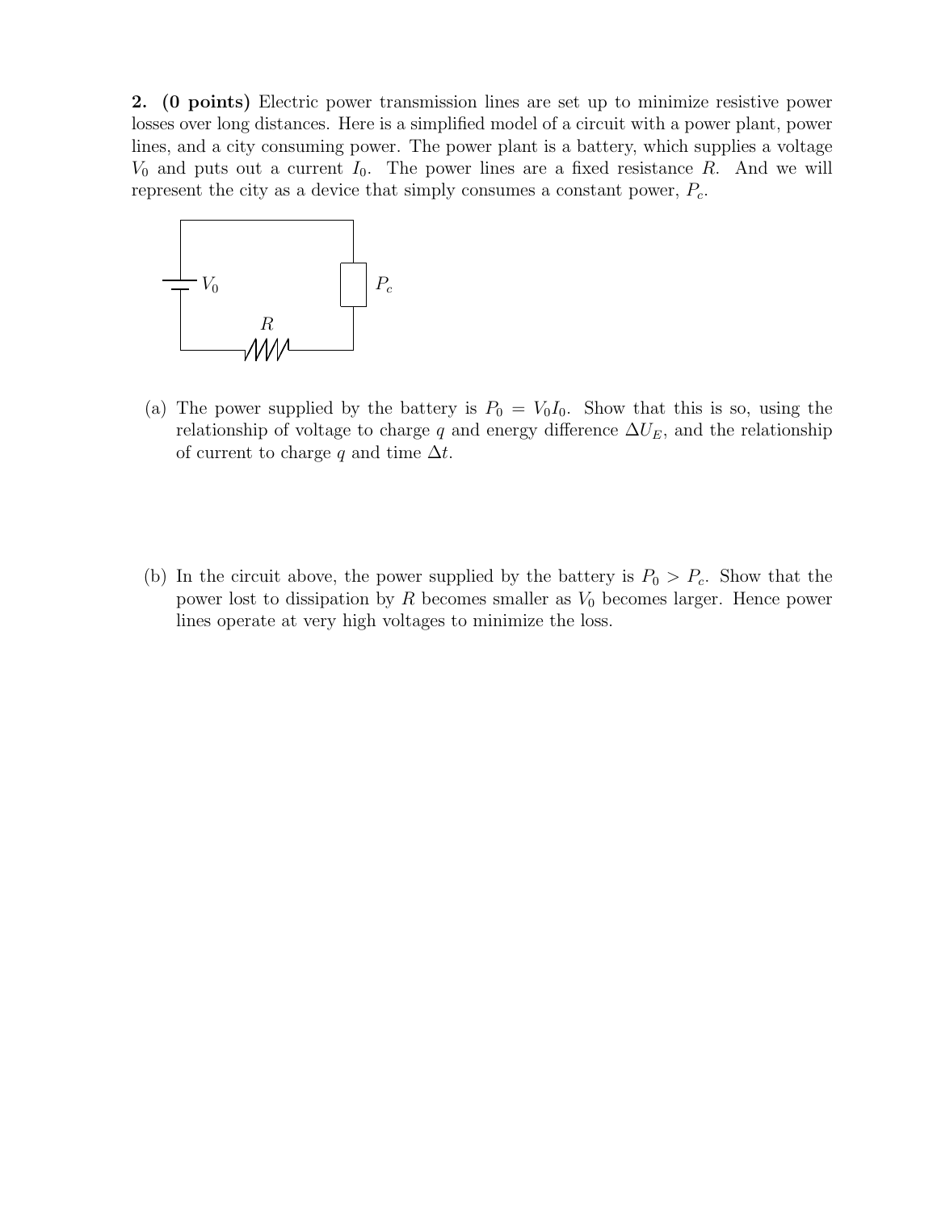**2. (0 points)** Electric power transmission lines are set up to minimize resistive power losses over long distances. Here is a simplified model of a circuit with a power plant, power lines, and a city consuming power. The power plant is a battery, which supplies a voltage $V_0$ and puts out a current $I_0$. The power lines are a fixed resistance $R$. And we will represent the city as a device that simply consumes a constant power, $P_c$.

(a) The power supplied by the battery is $P_0 = V_0 I_0$. Show that this is so, using the relationship of voltage to charge $q$ and energy difference $\Delta U_E$, and the relationship of current to charge $q$ and time $\Delta t$.

(b) In the circuit above, the power supplied by the battery is $P_0 > P_c$. Show that the power lost to dissipation by $R$ becomes smaller as $V_0$ becomes larger. Hence power lines operate at very high voltages to minimize the loss.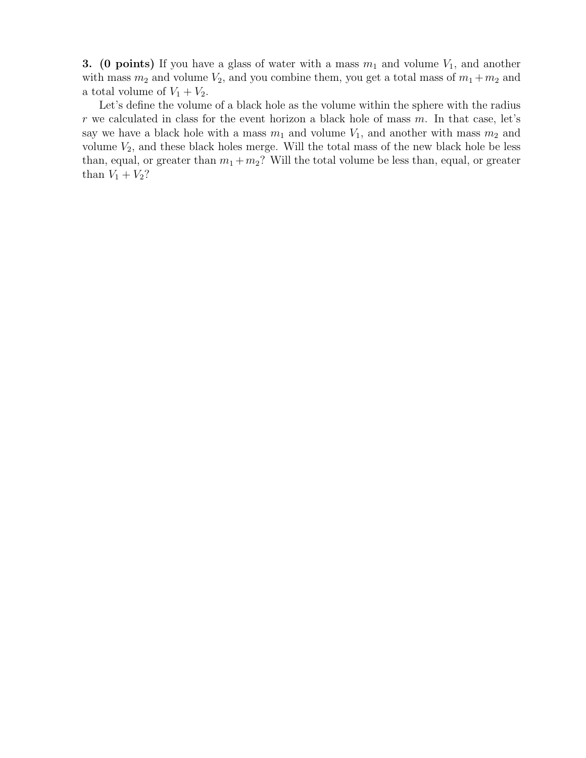**3. (0 points)** If you have a glass of water with a mass $m_1$ and volume $V_1$, and another with mass $m_2$ and volume $V_2$, and you combine them, you get a total mass of $m_1 + m_2$ and a total volume of $V_1 + V_2$.

Let's define the volume of a black hole as the volume within the sphere with the radius $r$ we calculated in class for the event horizon a black hole of mass $m$. In that case, let's say we have a black hole with a mass $m_1$ and volume $V_1$, and another with mass $m_2$ and volume $V_2$, and these black holes merge. Will the total mass of the new black hole be less than, equal, or greater than $m_1 + m_2$? Will the total volume be less than, equal, or greater than $V_1 + V_2$?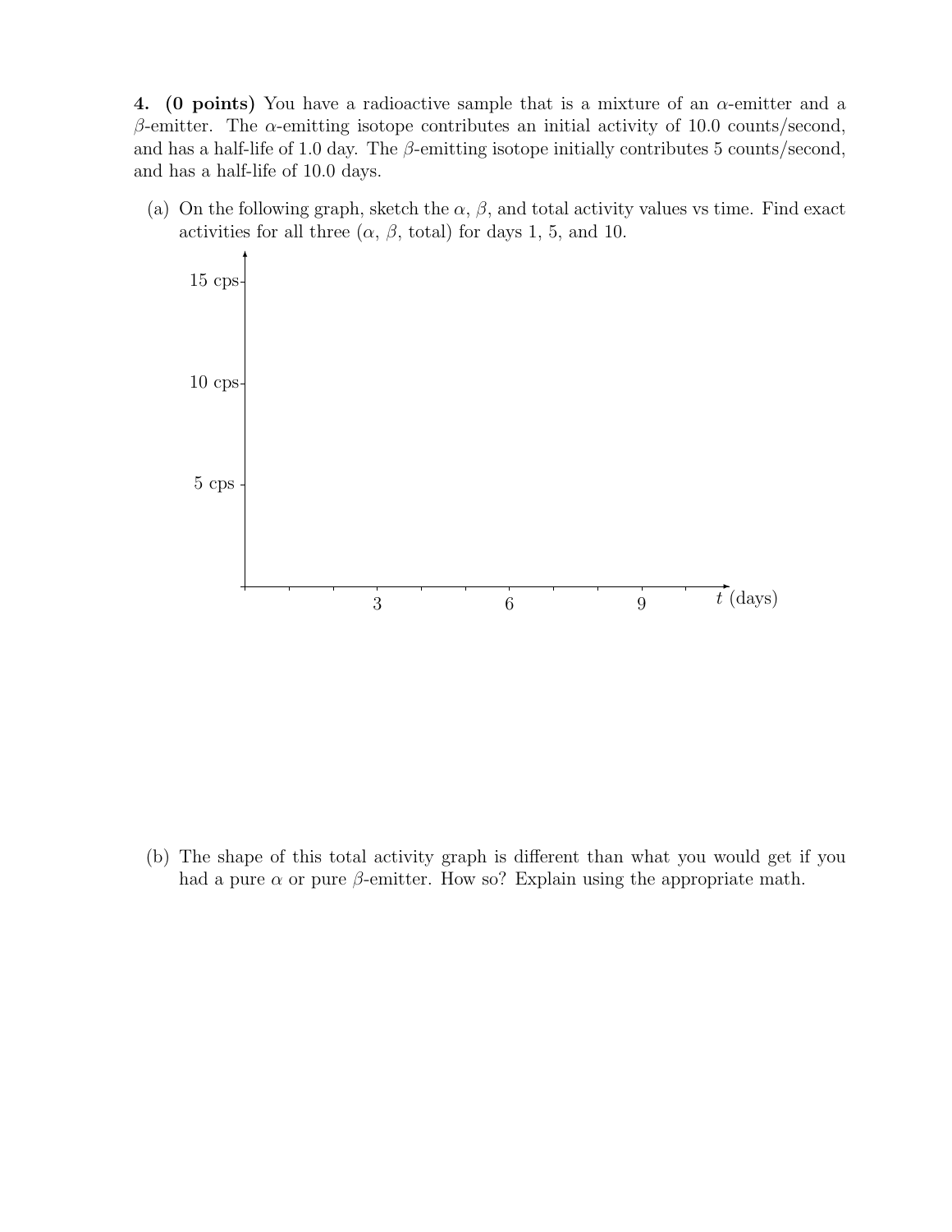**4. (0 points)** You have a radioactive sample that is a mixture of an $\alpha$-emitter and a $\beta$-emitter. The $\alpha$-emitting isotope contributes an initial activity of 10.0 counts/second, and has a half-life of 1.0 day. The $\beta$-emitting isotope initially contributes 5 counts/second, and has a half-life of 10.0 days.

(a) On the following graph, sketch the $\alpha$, $\beta$, and total activity values vs time. Find exact activities for all three ($\alpha$, $\beta$, total) for days 1, 5, and 10.

15 cps

10 cps

5 cps

3 6 9 $t$ (days)

(b) The shape of this total activity graph is different than what you would get if you had a pure $\alpha$ or pure $\beta$-emitter. How so? Explain using the appropriate math.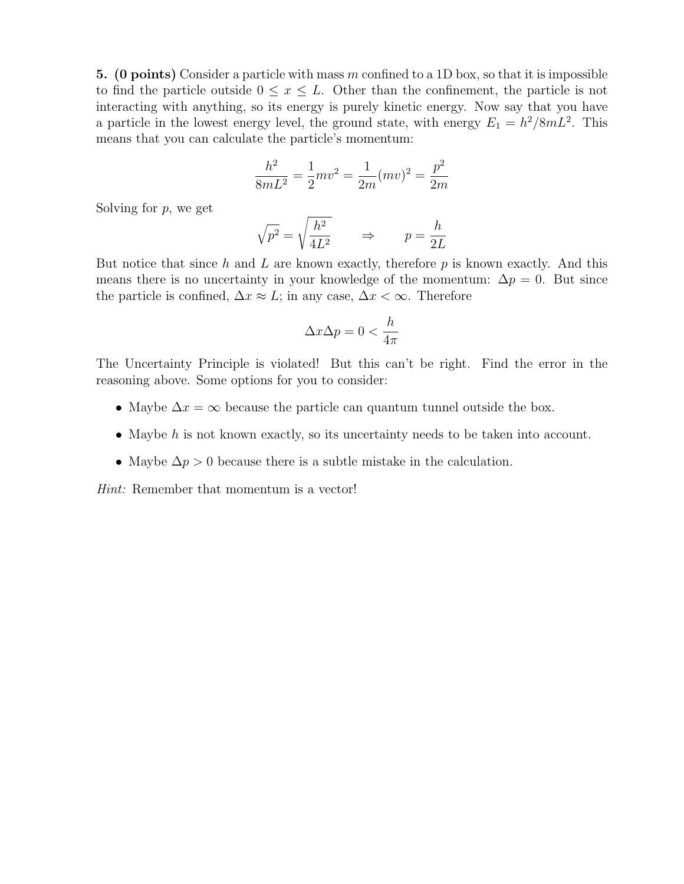**5. (0 points)** Consider a particle with mass $m$ confined to a 1D box, so that it is impossible to find the particle outside $0 \leq x \leq L$. Other than the confinement, the particle is not interacting with anything, so its energy is purely kinetic energy. Now say that you have a particle in the lowest energy level, the ground state, with energy $E_1 = h^2/8mL^2$. This means that you can calculate the particle's momentum:

$$\frac{h^2}{8mL^2} = \frac{1}{2}mv^2 = \frac{1}{2m}(mv)^2 = \frac{p^2}{2m}$$

Solving for $p$, we get

$$\sqrt{p^2} = \sqrt{\frac{h^2}{4L^2}} \qquad \Rightarrow \qquad p = \frac{h}{2L}$$

But notice that since $h$ and $L$ are known exactly, therefore $p$ is known exactly. And this means there is no uncertainty in your knowledge of the momentum: $\Delta p = 0$. But since the particle is confined, $\Delta x \approx L$; in any case, $\Delta x < \infty$. Therefore

$$\Delta x \Delta p = 0 < \frac{h}{4\pi}$$

The Uncertainty Principle is violated! But this can't be right. Find the error in the reasoning above. Some options for you to consider:

- Maybe $\Delta x = \infty$ because the particle can quantum tunnel outside the box.
- Maybe $h$ is not known exactly, so its uncertainty needs to be taken into account.
- Maybe $\Delta p > 0$ because there is a subtle mistake in the calculation.

*Hint:* Remember that momentum is a vector!